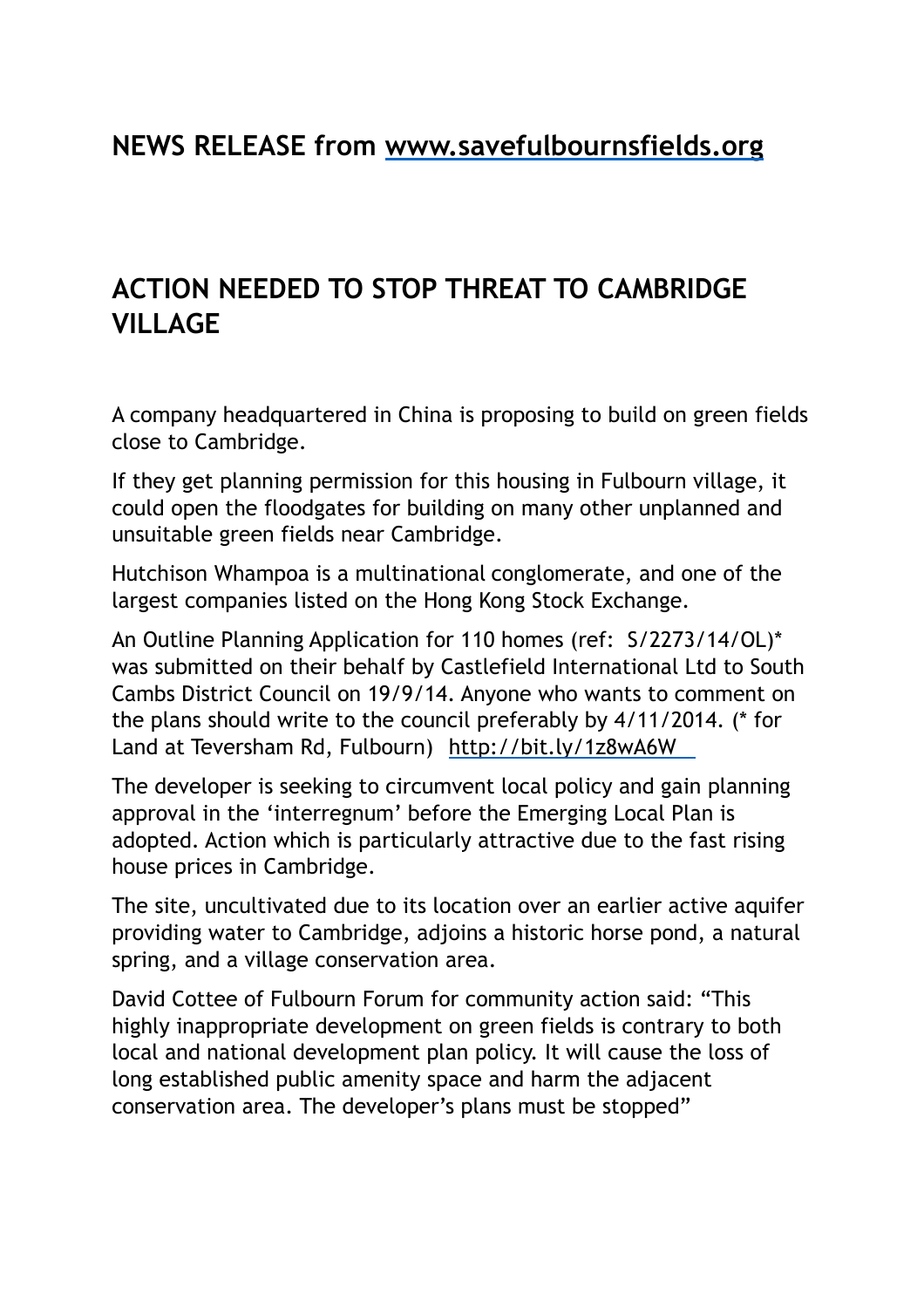## NEWS RELEASE from www.savefulbournsfields.org

## ACTION NEEDED TO STOP THREAT TO CAMBRIDGE VILLAGE

A company headquartered in China is proposing to build on green fields close to Cambridge.

If they get planning permission for this housing in Fulbourn village, it could open the floodgates for building on many other unplanned and unsuitable green fields near Cambridge.

Hutchison Whampoa is a multinational conglomerate, and one of the largest companies listed on the Hong Kong Stock Exchange.

An Outline Planning Application for 110 homes (ref: S/2273/14/OL)* was submitted on their behalf by Castlefield International Ltd to South Cambs District Council on 19/9/14. Anyone who wants to comment on the plans should write to the council preferably by 4/11/2014. (* for Land at Teversham Rd, Fulbourn) http://bit.ly/1z8wA6W

The developer is seeking to circumvent local policy and gain planning approval in the 'interregnum' before the Emerging Local Plan is adopted. Action which is particularly attractive due to the fast rising house prices in Cambridge.

The site, uncultivated due to its location over an earlier active aquifer providing water to Cambridge, adjoins a historic horse pond, a natural spring, and a village conservation area.

David Cottee of Fulbourn Forum for community action said: "This highly inappropriate development on green fields is contrary to both local and national development plan policy. It will cause the loss of long established public amenity space and harm the adjacent conservation area. The developer's plans must be stopped"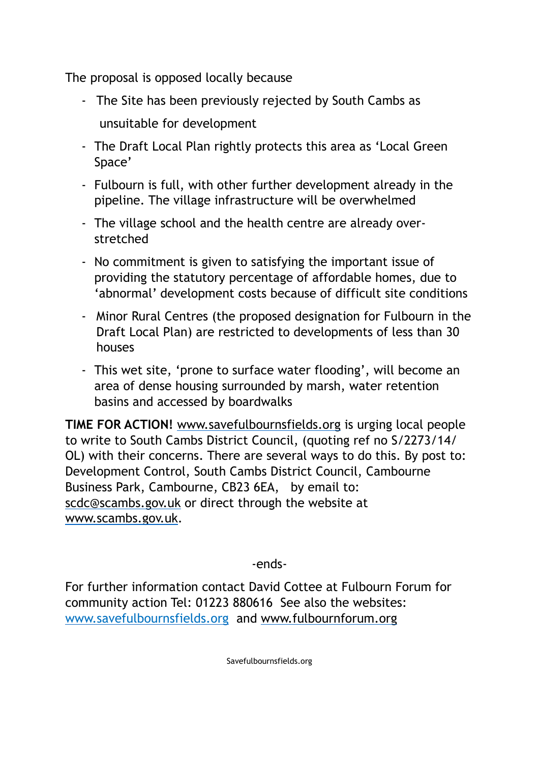The proposal is opposed locally because

- The Site has been previously rejected by South Cambs as unsuitable for development
- The Draft Local Plan rightly protects this area as 'Local Green Space'
- Fulbourn is full, with other further development already in the pipeline. The village infrastructure will be overwhelmed
- The village school and the health centre are already over-stretched
- No commitment is given to satisfying the important issue of providing the statutory percentage of affordable homes, due to 'abnormal' development costs because of difficult site conditions
- Minor Rural Centres (the proposed designation for Fulbourn in the Draft Local Plan) are restricted to developments of less than 30 houses
- This wet site, 'prone to surface water flooding', will become an area of dense housing surrounded by marsh, water retention basins and accessed by boardwalks

**TIME FOR ACTION!** www.savefulbournsfields.org is urging local people to write to South Cambs District Council, (quoting ref no S/2273/14/OL) with their concerns. There are several ways to do this. By post to: Development Control, South Cambs District Council, Cambourne Business Park, Cambourne, CB23 6EA, by email to: scdc@scambs.gov.uk or direct through the website at www.scambs.gov.uk.

-ends-

For further information contact David Cottee at Fulbourn Forum for community action Tel: 01223 880616 See also the websites: www.savefulbournsfields.org and www.fulbournforum.org